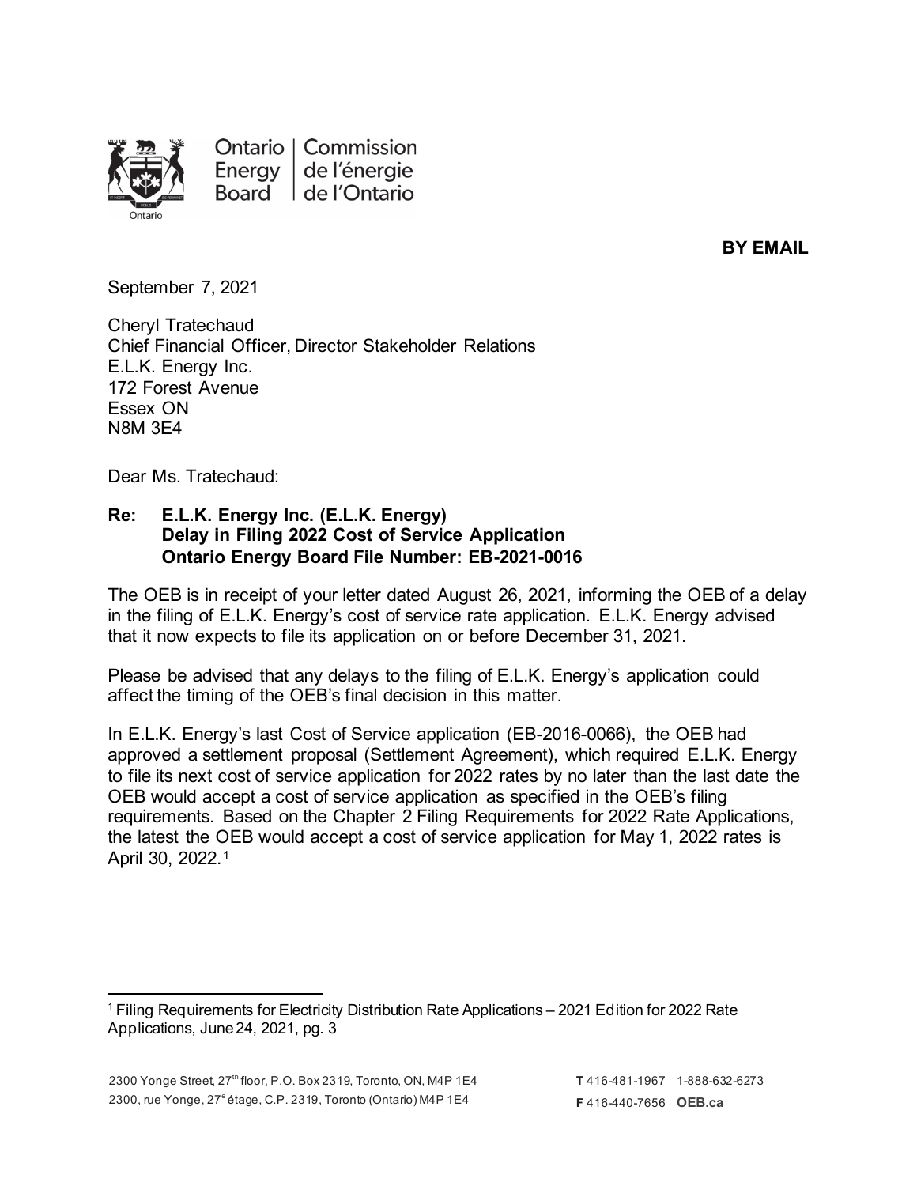Ontario Energy Board | Commission de l'énergie de l'Ontario

**BY EMAIL**

September 7, 2021

Cheryl Tratechaud
Chief Financial Officer, Director Stakeholder Relations
E.L.K. Energy Inc.
172 Forest Avenue
Essex ON
N8M 3E4

Dear Ms. Tratechaud:

**Re: E.L.K. Energy Inc. (E.L.K. Energy)**
**Delay in Filing 2022 Cost of Service Application**
**Ontario Energy Board File Number: EB-2021-0016**

The OEB is in receipt of your letter dated August 26, 2021, informing the OEB of a delay in the filing of E.L.K. Energy's cost of service rate application. E.L.K. Energy advised that it now expects to file its application on or before December 31, 2021.

Please be advised that any delays to the filing of E.L.K. Energy's application could affect the timing of the OEB's final decision in this matter.

In E.L.K. Energy's last Cost of Service application (EB-2016-0066), the OEB had approved a settlement proposal (Settlement Agreement), which required E.L.K. Energy to file its next cost of service application for 2022 rates by no later than the last date the OEB would accept a cost of service application as specified in the OEB's filing requirements. Based on the Chapter 2 Filing Requirements for 2022 Rate Applications, the latest the OEB would accept a cost of service application for May 1, 2022 rates is April 30, 2022.[1]

---

[1] Filing Requirements for Electricity Distribution Rate Applications – 2021 Edition for 2022 Rate Applications, June 24, 2021, pg. 3

2300 Yonge Street, 27th floor, P.O. Box 2319, Toronto, ON, M4P 1E4
2300, rue Yonge, 27e étage, C.P. 2319, Toronto (Ontario) M4P 1E4

**T** 416-481-1967 1-888-632-6273
**F** 416-440-7656 **OEB.ca**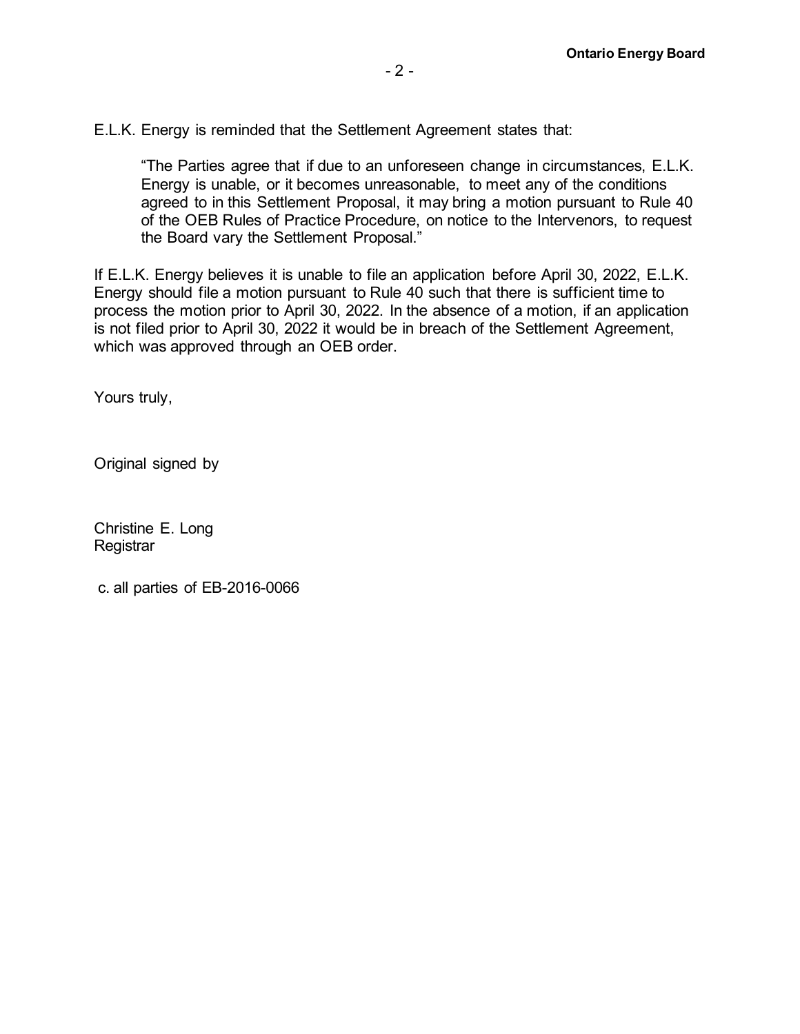E.L.K. Energy is reminded that the Settlement Agreement states that:

> "The Parties agree that if due to an unforeseen change in circumstances, E.L.K. Energy is unable, or it becomes unreasonable, to meet any of the conditions agreed to in this Settlement Proposal, it may bring a motion pursuant to Rule 40 of the OEB Rules of Practice Procedure, on notice to the Intervenors, to request the Board vary the Settlement Proposal."

If E.L.K. Energy believes it is unable to file an application before April 30, 2022, E.L.K. Energy should file a motion pursuant to Rule 40 such that there is sufficient time to process the motion prior to April 30, 2022. In the absence of a motion, if an application is not filed prior to April 30, 2022 it would be in breach of the Settlement Agreement, which was approved through an OEB order.

Yours truly,

Original signed by

Christine E. Long
Registrar

c. all parties of EB-2016-0066